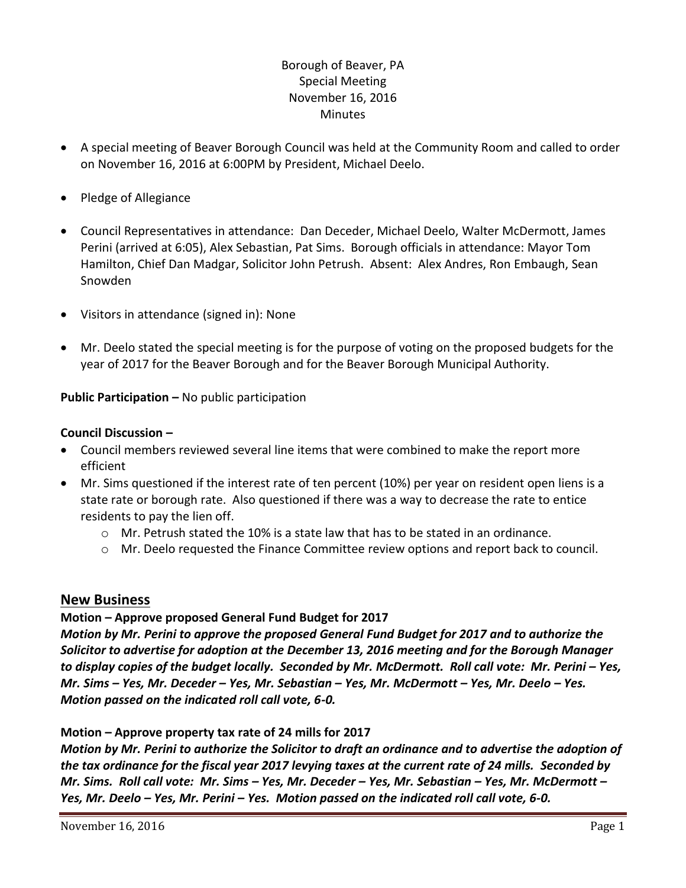Borough of Beaver, PA
Special Meeting
November 16, 2016
Minutes

- A special meeting of Beaver Borough Council was held at the Community Room and called to order on November 16, 2016 at 6:00PM by President, Michael Deelo.
- Pledge of Allegiance
- Council Representatives in attendance: Dan Deceder, Michael Deelo, Walter McDermott, James Perini (arrived at 6:05), Alex Sebastian, Pat Sims. Borough officials in attendance: Mayor Tom Hamilton, Chief Dan Madgar, Solicitor John Petrush. Absent: Alex Andres, Ron Embaugh, Sean Snowden
- Visitors in attendance (signed in): None
- Mr. Deelo stated the special meeting is for the purpose of voting on the proposed budgets for the year of 2017 for the Beaver Borough and for the Beaver Borough Municipal Authority.

**Public Participation –** No public participation

**Council Discussion –**

- Council members reviewed several line items that were combined to make the report more efficient
- Mr. Sims questioned if the interest rate of ten percent (10%) per year on resident open liens is a state rate or borough rate. Also questioned if there was a way to decrease the rate to entice residents to pay the lien off.
    - Mr. Petrush stated the 10% is a state law that has to be stated in an ordinance.
    - Mr. Deelo requested the Finance Committee review options and report back to council.

## New Business

**Motion – Approve proposed General Fund Budget for 2017**

***Motion by Mr. Perini to approve the proposed General Fund Budget for 2017 and to authorize the Solicitor to advertise for adoption at the December 13, 2016 meeting and for the Borough Manager to display copies of the budget locally. Seconded by Mr. McDermott. Roll call vote: Mr. Perini – Yes, Mr. Sims – Yes, Mr. Deceder – Yes, Mr. Sebastian – Yes, Mr. McDermott – Yes, Mr. Deelo – Yes. Motion passed on the indicated roll call vote, 6-0.***

**Motion – Approve property tax rate of 24 mills for 2017**

***Motion by Mr. Perini to authorize the Solicitor to draft an ordinance and to advertise the adoption of the tax ordinance for the fiscal year 2017 levying taxes at the current rate of 24 mills. Seconded by Mr. Sims. Roll call vote: Mr. Sims – Yes, Mr. Deceder – Yes, Mr. Sebastian – Yes, Mr. McDermott – Yes, Mr. Deelo – Yes, Mr. Perini – Yes. Motion passed on the indicated roll call vote, 6-0.***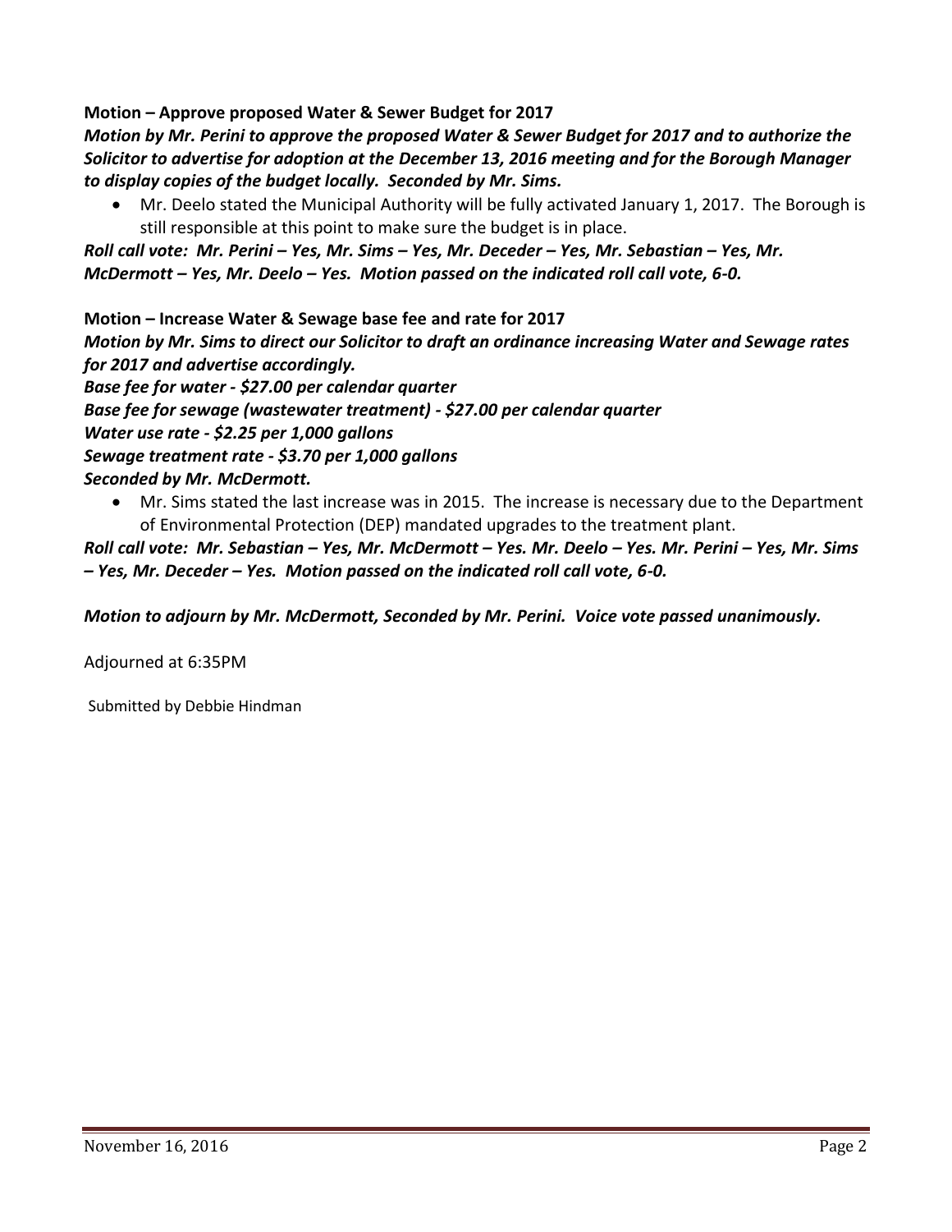**Motion – Approve proposed Water & Sewer Budget for 2017**

***Motion by Mr. Perini to approve the proposed Water & Sewer Budget for 2017 and to authorize the Solicitor to advertise for adoption at the December 13, 2016 meeting and for the Borough Manager to display copies of the budget locally. Seconded by Mr. Sims.***

- Mr. Deelo stated the Municipal Authority will be fully activated January 1, 2017. The Borough is still responsible at this point to make sure the budget is in place.

***Roll call vote: Mr. Perini – Yes, Mr. Sims – Yes, Mr. Deceder – Yes, Mr. Sebastian – Yes, Mr. McDermott – Yes, Mr. Deelo – Yes. Motion passed on the indicated roll call vote, 6-0.***

**Motion – Increase Water & Sewage base fee and rate for 2017**

***Motion by Mr. Sims to direct our Solicitor to draft an ordinance increasing Water and Sewage rates for 2017 and advertise accordingly.***

***Base fee for water - $27.00 per calendar quarter***

***Base fee for sewage (wastewater treatment) - $27.00 per calendar quarter***

***Water use rate - $2.25 per 1,000 gallons***

***Sewage treatment rate - $3.70 per 1,000 gallons***

***Seconded by Mr. McDermott.***

- Mr. Sims stated the last increase was in 2015. The increase is necessary due to the Department of Environmental Protection (DEP) mandated upgrades to the treatment plant.

***Roll call vote: Mr. Sebastian – Yes, Mr. McDermott – Yes. Mr. Deelo – Yes. Mr. Perini – Yes, Mr. Sims – Yes, Mr. Deceder – Yes. Motion passed on the indicated roll call vote, 6-0.***

***Motion to adjourn by Mr. McDermott, Seconded by Mr. Perini. Voice vote passed unanimously.***

Adjourned at 6:35PM

Submitted by Debbie Hindman